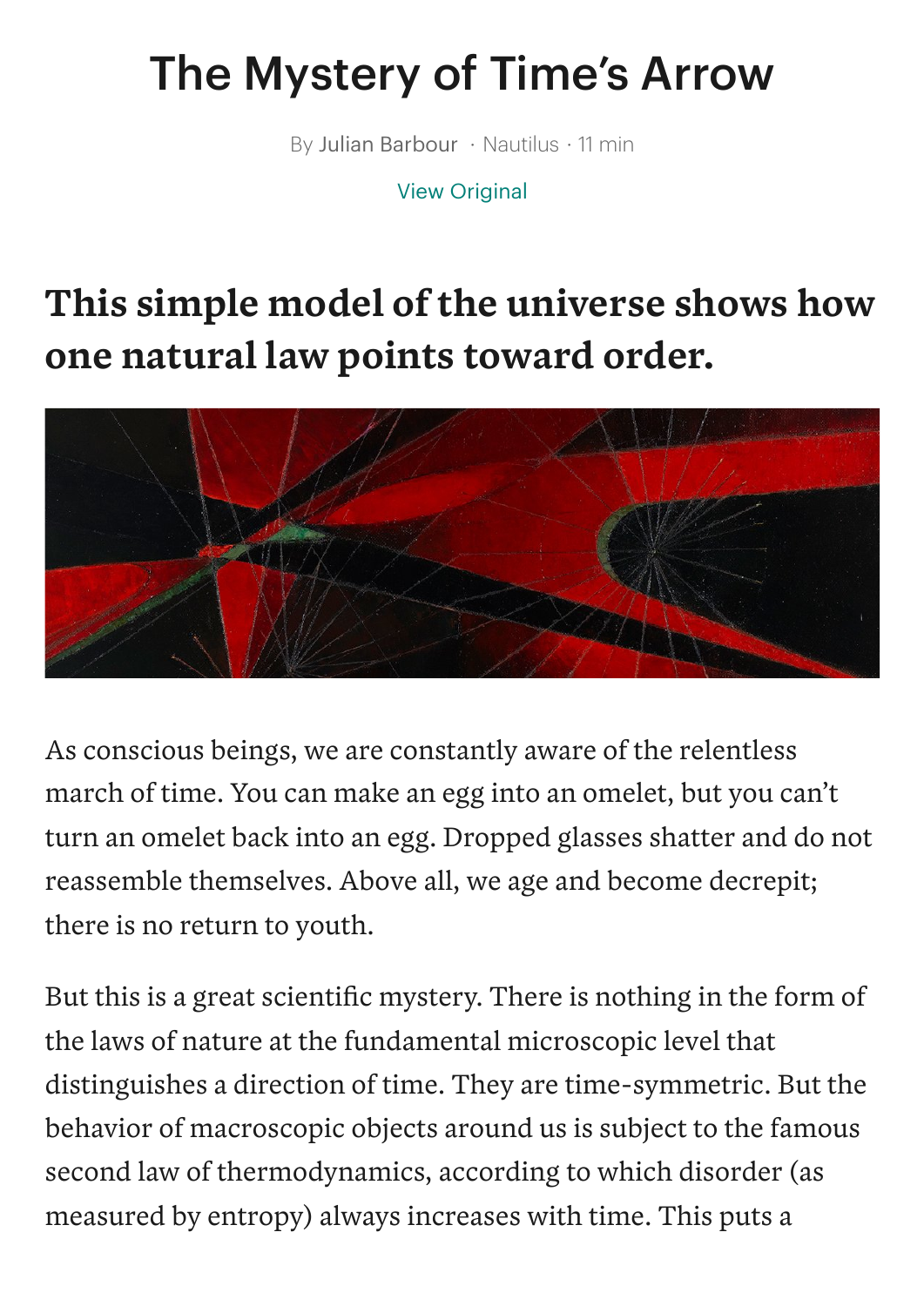# The Mystery of Time's Arrow

By Julian Barbour · Nautilus · 11 min

View Original

## This simple model of the universe shows how one natural law points toward order.

As conscious beings, we are constantly aware of the relentless march of time. You can make an egg into an omelet, but you can't turn an omelet back into an egg. Dropped glasses shatter and do not reassemble themselves. Above all, we age and become decrepit; there is no return to youth.

But this is a great scientific mystery. There is nothing in the form of the laws of nature at the fundamental microscopic level that distinguishes a direction of time. They are time-symmetric. But the behavior of macroscopic objects around us is subject to the famous second law of thermodynamics, according to which disorder (as measured by entropy) always increases with time. This puts a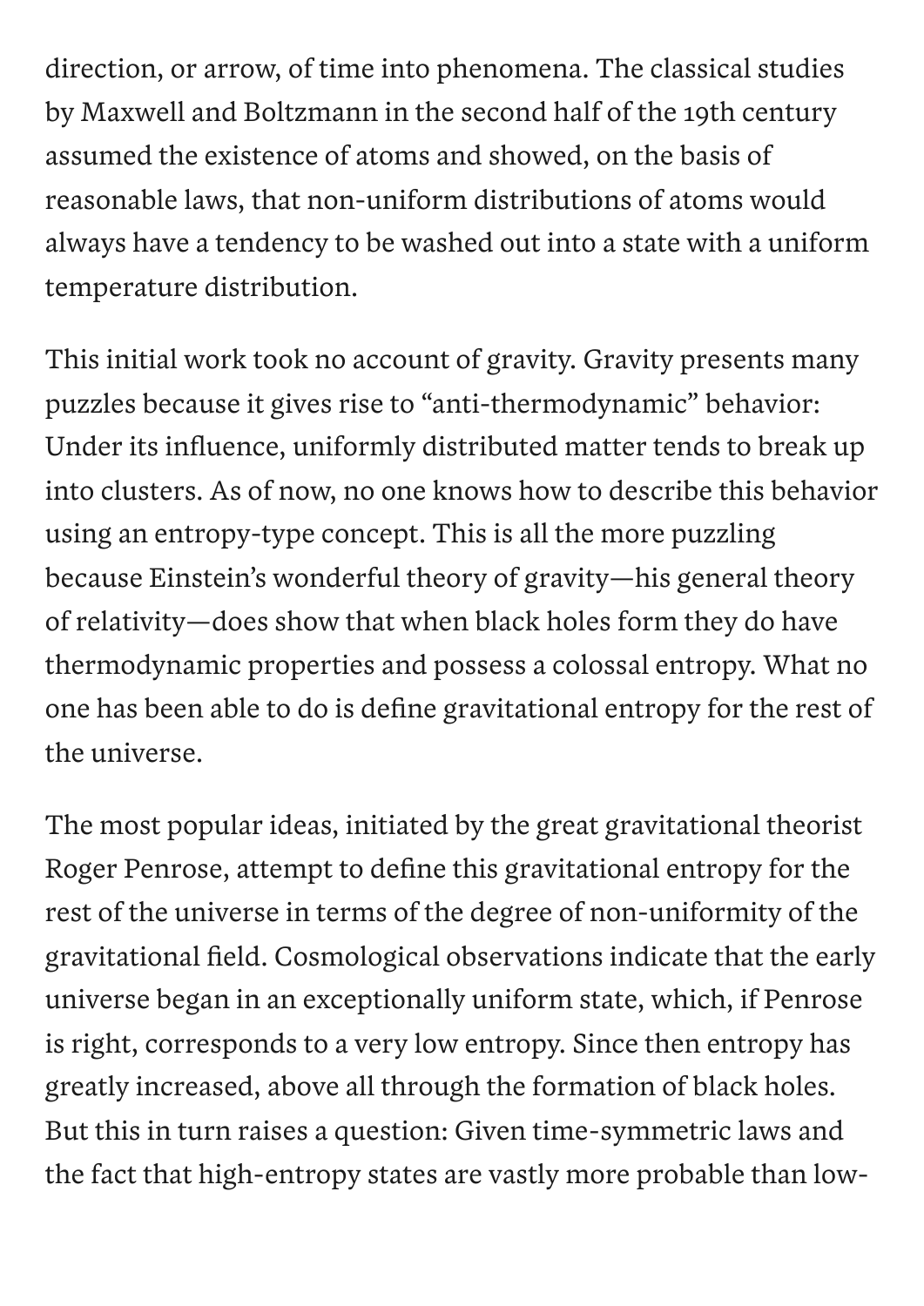direction, or arrow, of time into phenomena. The classical studies by Maxwell and Boltzmann in the second half of the 19th century assumed the existence of atoms and showed, on the basis of reasonable laws, that non-uniform distributions of atoms would always have a tendency to be washed out into a state with a uniform temperature distribution.

This initial work took no account of gravity. Gravity presents many puzzles because it gives rise to “anti-thermodynamic” behavior: Under its influence, uniformly distributed matter tends to break up into clusters. As of now, no one knows how to describe this behavior using an entropy-type concept. This is all the more puzzling because Einstein’s wonderful theory of gravity—his general theory of relativity—does show that when black holes form they do have thermodynamic properties and possess a colossal entropy. What no one has been able to do is define gravitational entropy for the rest of the universe.

The most popular ideas, initiated by the great gravitational theorist Roger Penrose, attempt to define this gravitational entropy for the rest of the universe in terms of the degree of non-uniformity of the gravitational field. Cosmological observations indicate that the early universe began in an exceptionally uniform state, which, if Penrose is right, corresponds to a very low entropy. Since then entropy has greatly increased, above all through the formation of black holes. But this in turn raises a question: Given time-symmetric laws and the fact that high-entropy states are vastly more probable than low-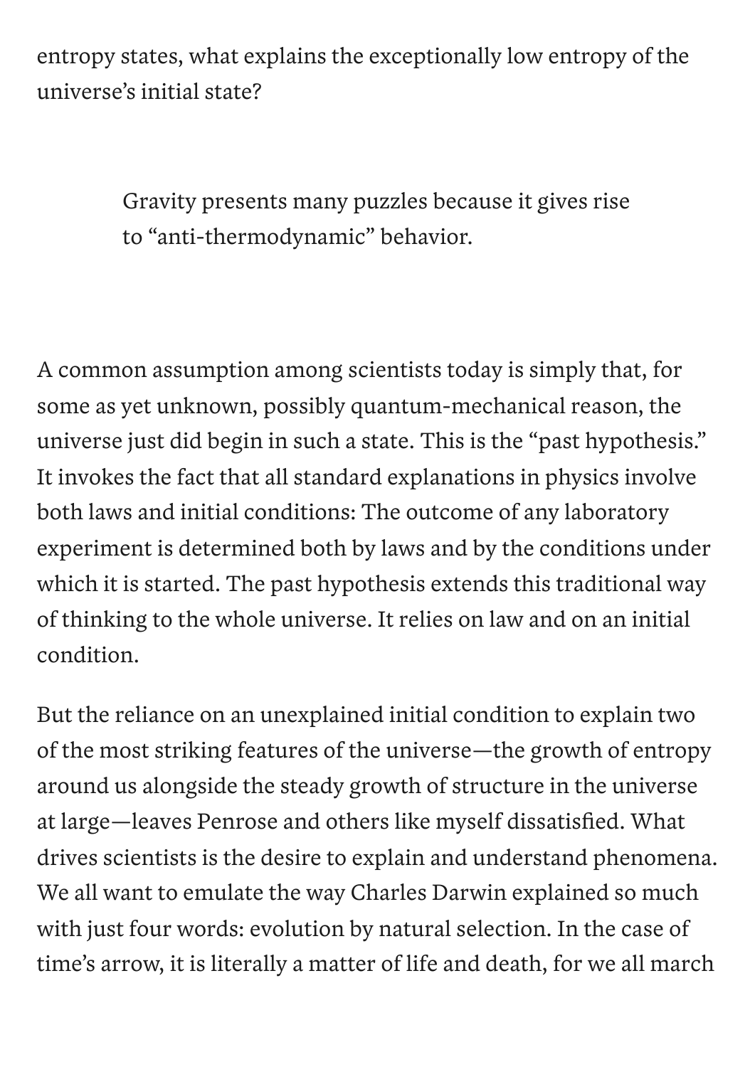entropy states, what explains the exceptionally low entropy of the universe's initial state?

> Gravity presents many puzzles because it gives rise to "anti-thermodynamic" behavior.

A common assumption among scientists today is simply that, for some as yet unknown, possibly quantum-mechanical reason, the universe just did begin in such a state. This is the "past hypothesis." It invokes the fact that all standard explanations in physics involve both laws and initial conditions: The outcome of any laboratory experiment is determined both by laws and by the conditions under which it is started. The past hypothesis extends this traditional way of thinking to the whole universe. It relies on law and on an initial condition.

But the reliance on an unexplained initial condition to explain two of the most striking features of the universe—the growth of entropy around us alongside the steady growth of structure in the universe at large—leaves Penrose and others like myself dissatisfied. What drives scientists is the desire to explain and understand phenomena. We all want to emulate the way Charles Darwin explained so much with just four words: evolution by natural selection. In the case of time's arrow, it is literally a matter of life and death, for we all march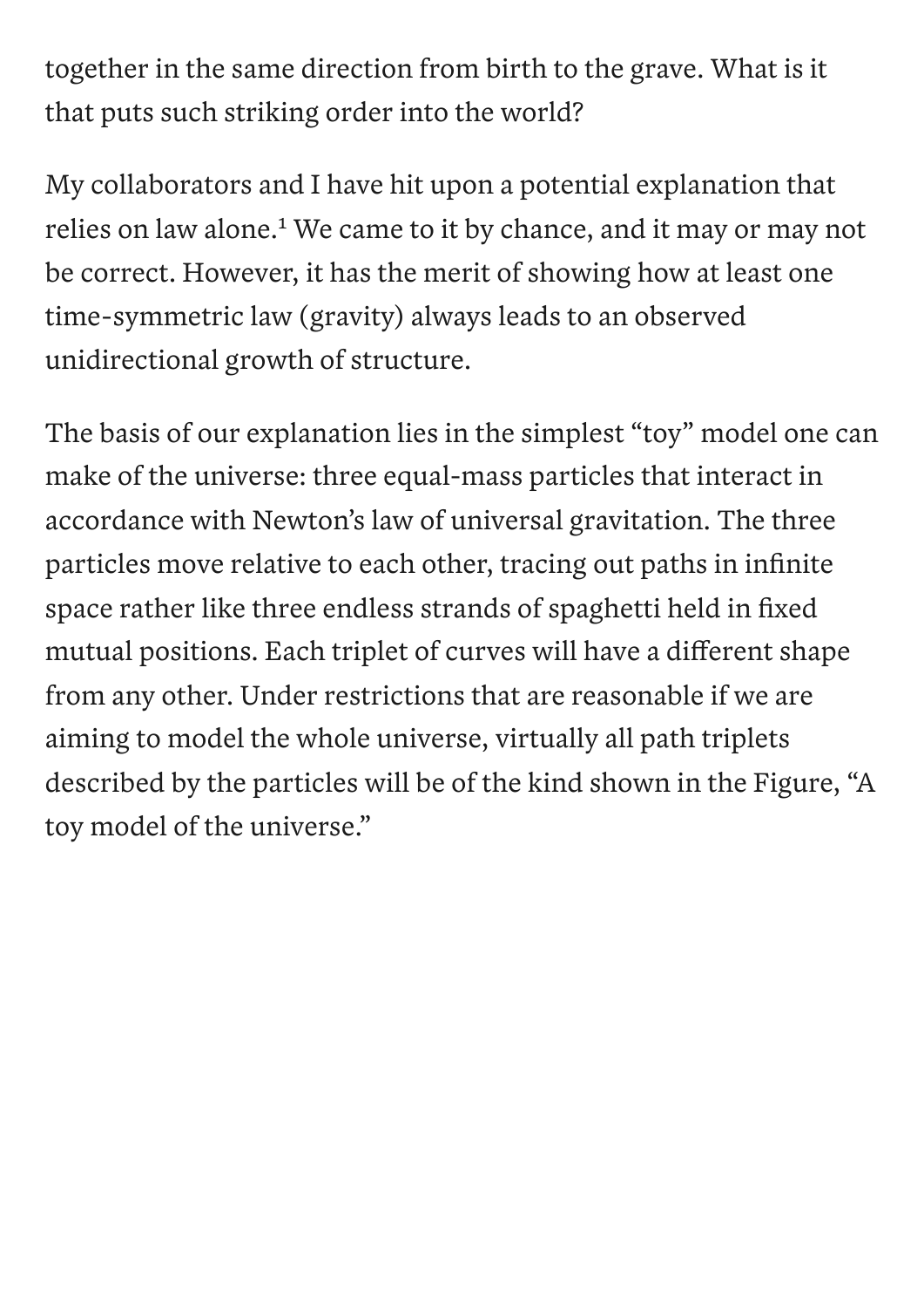together in the same direction from birth to the grave. What is it that puts such striking order into the world?

My collaborators and I have hit upon a potential explanation that relies on law alone.[1] We came to it by chance, and it may or may not be correct. However, it has the merit of showing how at least one time-symmetric law (gravity) always leads to an observed unidirectional growth of structure.

The basis of our explanation lies in the simplest "toy" model one can make of the universe: three equal-mass particles that interact in accordance with Newton's law of universal gravitation. The three particles move relative to each other, tracing out paths in infinite space rather like three endless strands of spaghetti held in fixed mutual positions. Each triplet of curves will have a different shape from any other. Under restrictions that are reasonable if we are aiming to model the whole universe, virtually all path triplets described by the particles will be of the kind shown in the Figure, "A toy model of the universe."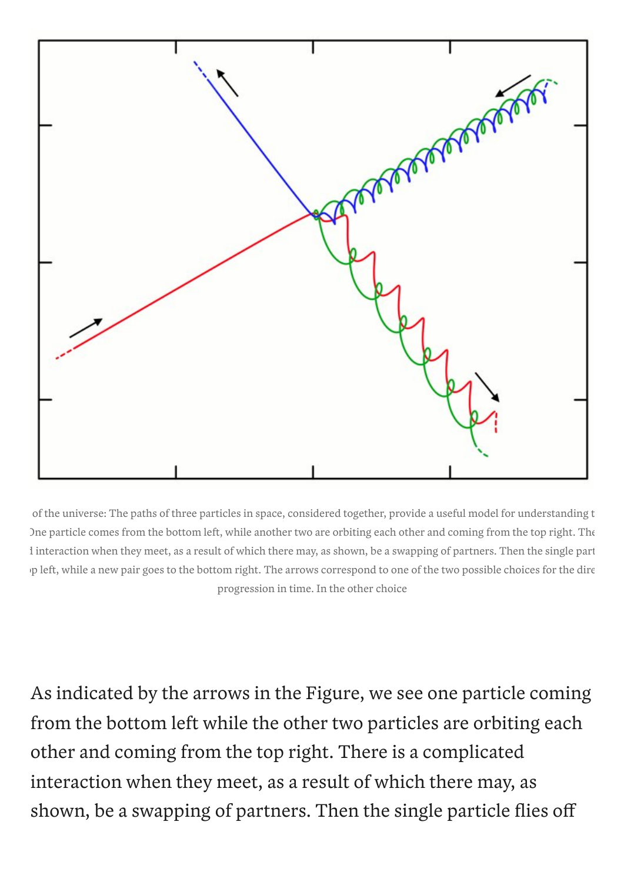of the universe: The paths of three particles in space, considered together, provide a useful model for understanding t
One particle comes from the bottom left, while another two are orbiting each other and coming from the top right. The
l interaction when they meet, as a result of which there may, as shown, be a swapping of partners. Then the single part
p left, while a new pair goes to the bottom right. The arrows correspond to one of the two possible choices for the dire
progression in time. In the other choice

As indicated by the arrows in the Figure, we see one particle coming from the bottom left while the other two particles are orbiting each other and coming from the top right. There is a complicated interaction when they meet, as a result of which there may, as shown, be a swapping of partners. Then the single particle flies off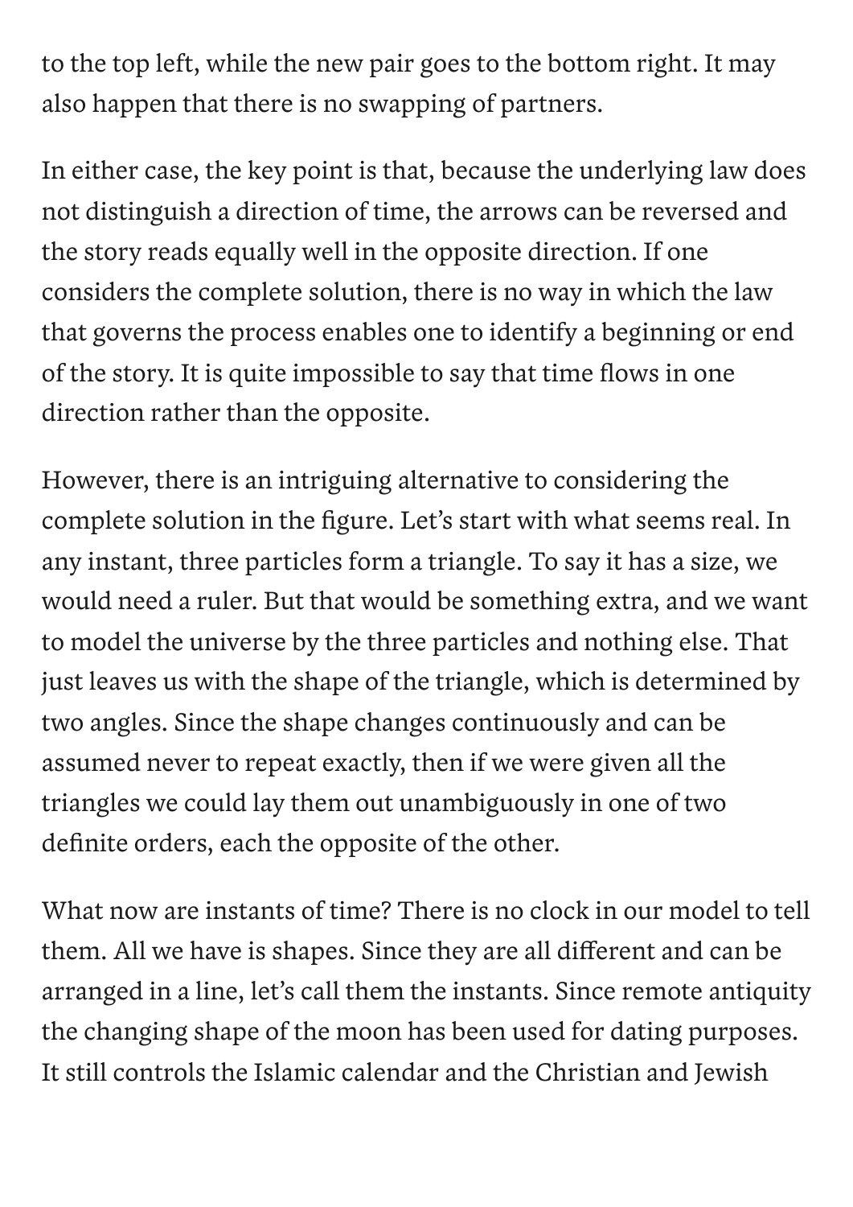to the top left, while the new pair goes to the bottom right. It may also happen that there is no swapping of partners.

In either case, the key point is that, because the underlying law does not distinguish a direction of time, the arrows can be reversed and the story reads equally well in the opposite direction. If one considers the complete solution, there is no way in which the law that governs the process enables one to identify a beginning or end of the story. It is quite impossible to say that time flows in one direction rather than the opposite.

However, there is an intriguing alternative to considering the complete solution in the figure. Let's start with what seems real. In any instant, three particles form a triangle. To say it has a size, we would need a ruler. But that would be something extra, and we want to model the universe by the three particles and nothing else. That just leaves us with the shape of the triangle, which is determined by two angles. Since the shape changes continuously and can be assumed never to repeat exactly, then if we were given all the triangles we could lay them out unambiguously in one of two definite orders, each the opposite of the other.

What now are instants of time? There is no clock in our model to tell them. All we have is shapes. Since they are all different and can be arranged in a line, let's call them the instants. Since remote antiquity the changing shape of the moon has been used for dating purposes. It still controls the Islamic calendar and the Christian and Jewish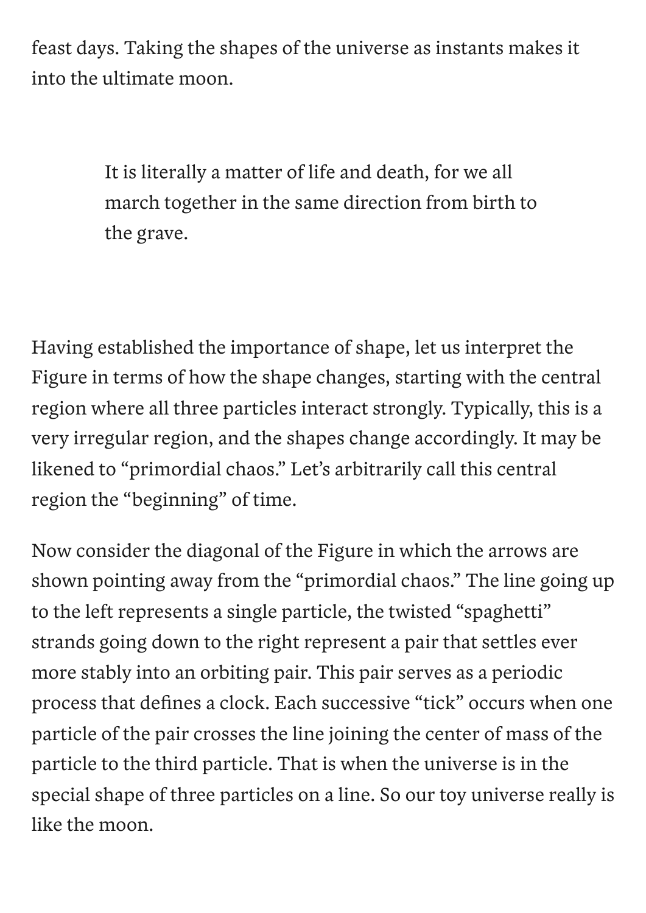feast days. Taking the shapes of the universe as instants makes it into the ultimate moon.

> It is literally a matter of life and death, for we all march together in the same direction from birth to the grave.

Having established the importance of shape, let us interpret the Figure in terms of how the shape changes, starting with the central region where all three particles interact strongly. Typically, this is a very irregular region, and the shapes change accordingly. It may be likened to "primordial chaos." Let's arbitrarily call this central region the "beginning" of time.

Now consider the diagonal of the Figure in which the arrows are shown pointing away from the "primordial chaos." The line going up to the left represents a single particle, the twisted "spaghetti" strands going down to the right represent a pair that settles ever more stably into an orbiting pair. This pair serves as a periodic process that defines a clock. Each successive "tick" occurs when one particle of the pair crosses the line joining the center of mass of the particle to the third particle. That is when the universe is in the special shape of three particles on a line. So our toy universe really is like the moon.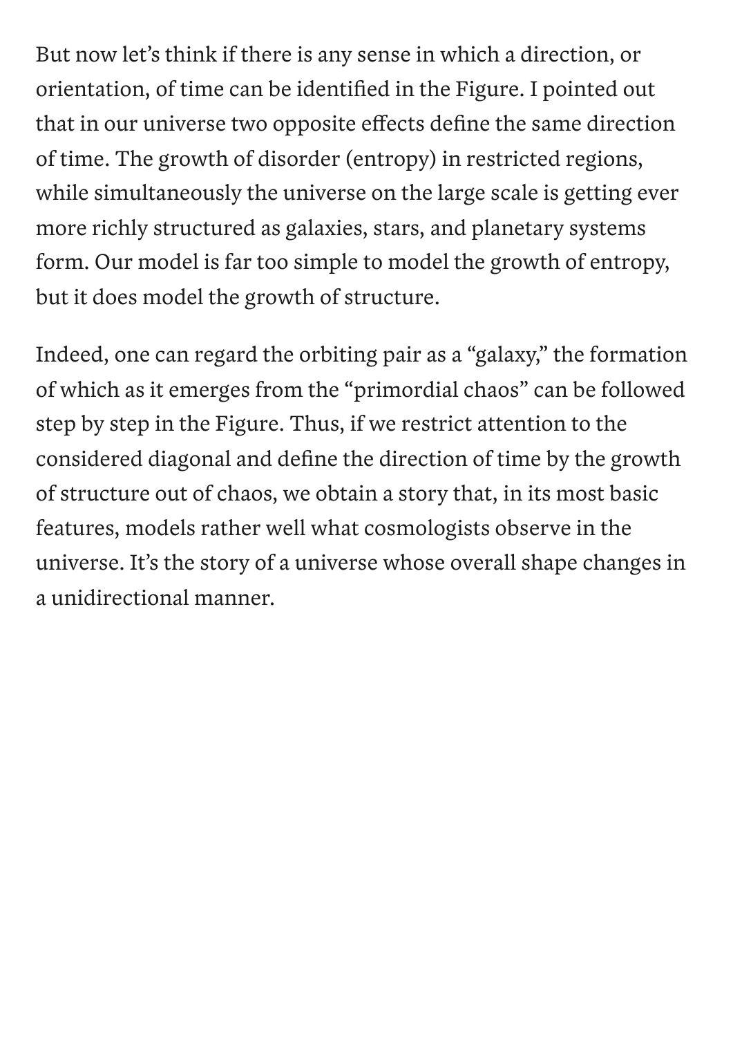But now let's think if there is any sense in which a direction, or orientation, of time can be identified in the Figure. I pointed out that in our universe two opposite effects define the same direction of time. The growth of disorder (entropy) in restricted regions, while simultaneously the universe on the large scale is getting ever more richly structured as galaxies, stars, and planetary systems form. Our model is far too simple to model the growth of entropy, but it does model the growth of structure.

Indeed, one can regard the orbiting pair as a "galaxy," the formation of which as it emerges from the "primordial chaos" can be followed step by step in the Figure. Thus, if we restrict attention to the considered diagonal and define the direction of time by the growth of structure out of chaos, we obtain a story that, in its most basic features, models rather well what cosmologists observe in the universe. It's the story of a universe whose overall shape changes in a unidirectional manner.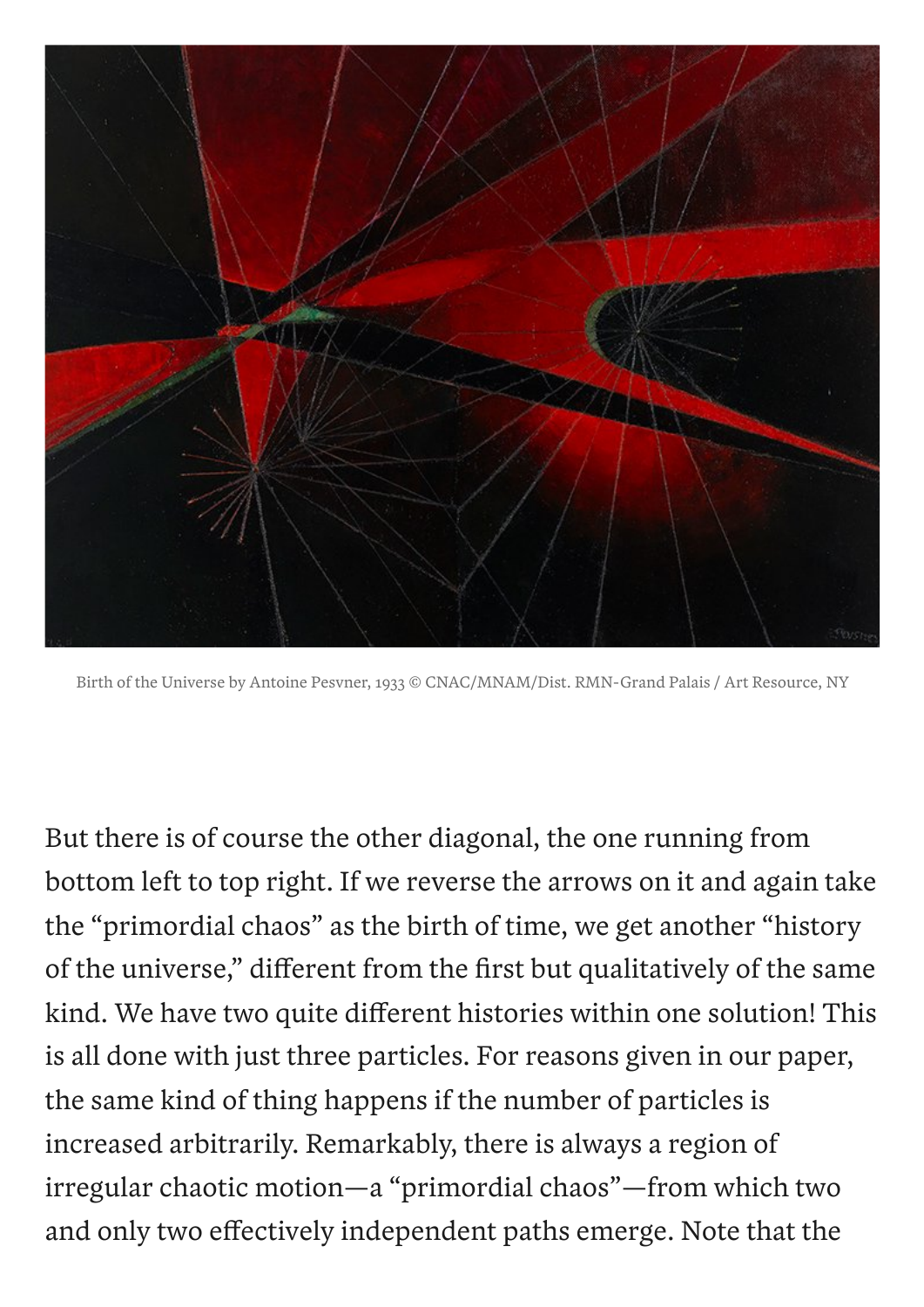Birth of the Universe by Antoine Pesvner, 1933 © CNAC/MNAM/Dist. RMN-Grand Palais / Art Resource, NY

But there is of course the other diagonal, the one running from bottom left to top right. If we reverse the arrows on it and again take the "primordial chaos" as the birth of time, we get another "history of the universe," different from the first but qualitatively of the same kind. We have two quite different histories within one solution! This is all done with just three particles. For reasons given in our paper, the same kind of thing happens if the number of particles is increased arbitrarily. Remarkably, there is always a region of irregular chaotic motion—a "primordial chaos"—from which two and only two effectively independent paths emerge. Note that the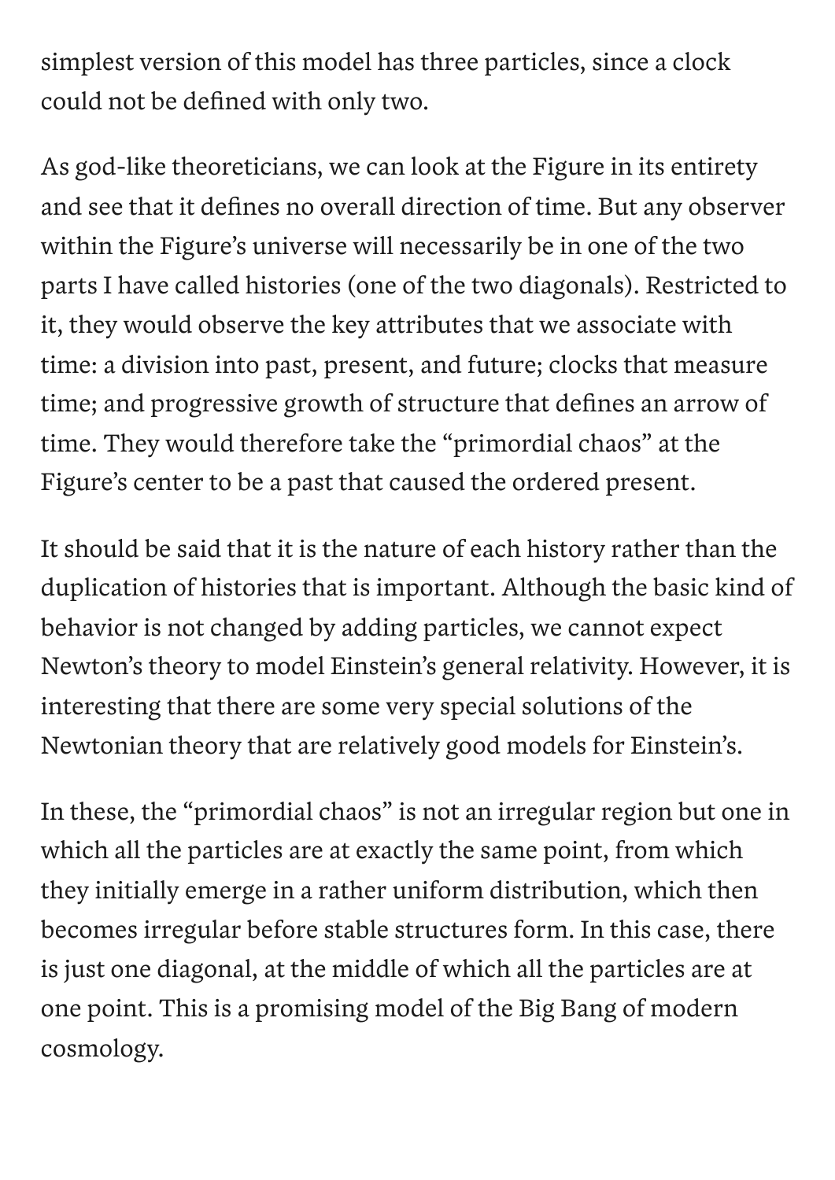simplest version of this model has three particles, since a clock could not be defined with only two.

As god-like theoreticians, we can look at the Figure in its entirety and see that it defines no overall direction of time. But any observer within the Figure's universe will necessarily be in one of the two parts I have called histories (one of the two diagonals). Restricted to it, they would observe the key attributes that we associate with time: a division into past, present, and future; clocks that measure time; and progressive growth of structure that defines an arrow of time. They would therefore take the "primordial chaos" at the Figure's center to be a past that caused the ordered present.

It should be said that it is the nature of each history rather than the duplication of histories that is important. Although the basic kind of behavior is not changed by adding particles, we cannot expect Newton's theory to model Einstein's general relativity. However, it is interesting that there are some very special solutions of the Newtonian theory that are relatively good models for Einstein's.

In these, the "primordial chaos" is not an irregular region but one in which all the particles are at exactly the same point, from which they initially emerge in a rather uniform distribution, which then becomes irregular before stable structures form. In this case, there is just one diagonal, at the middle of which all the particles are at one point. This is a promising model of the Big Bang of modern cosmology.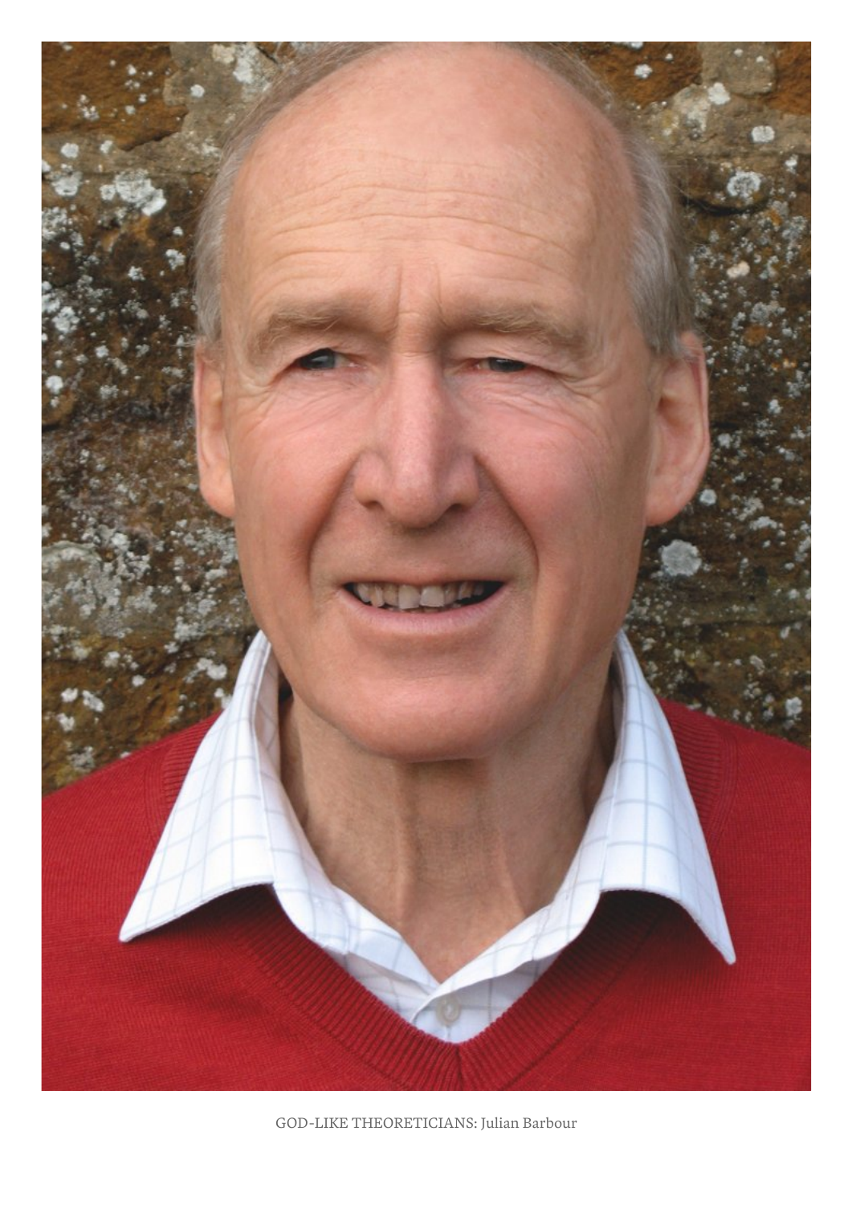GOD-LIKE THEORETICIANS: Julian Barbour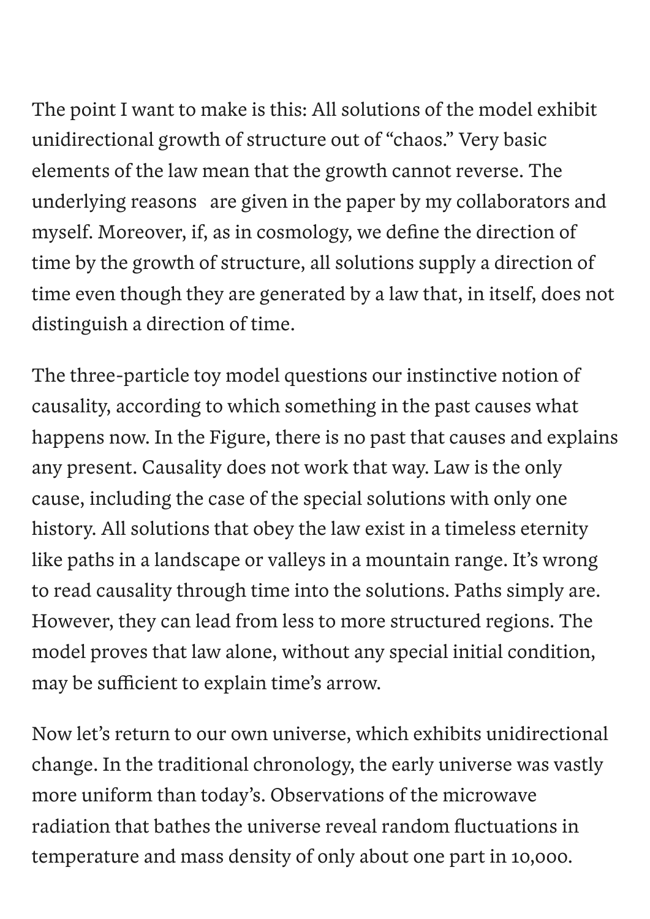The point I want to make is this: All solutions of the model exhibit unidirectional growth of structure out of “chaos.” Very basic elements of the law mean that the growth cannot reverse. The underlying reasons  are given in the paper by my collaborators and myself. Moreover, if, as in cosmology, we define the direction of time by the growth of structure, all solutions supply a direction of time even though they are generated by a law that, in itself, does not distinguish a direction of time.

The three-particle toy model questions our instinctive notion of causality, according to which something in the past causes what happens now. In the Figure, there is no past that causes and explains any present. Causality does not work that way. Law is the only cause, including the case of the special solutions with only one history. All solutions that obey the law exist in a timeless eternity like paths in a landscape or valleys in a mountain range. It’s wrong to read causality through time into the solutions. Paths simply are. However, they can lead from less to more structured regions. The model proves that law alone, without any special initial condition, may be sufficient to explain time’s arrow.

Now let’s return to our own universe, which exhibits unidirectional change. In the traditional chronology, the early universe was vastly more uniform than today’s. Observations of the microwave radiation that bathes the universe reveal random fluctuations in temperature and mass density of only about one part in 10,000.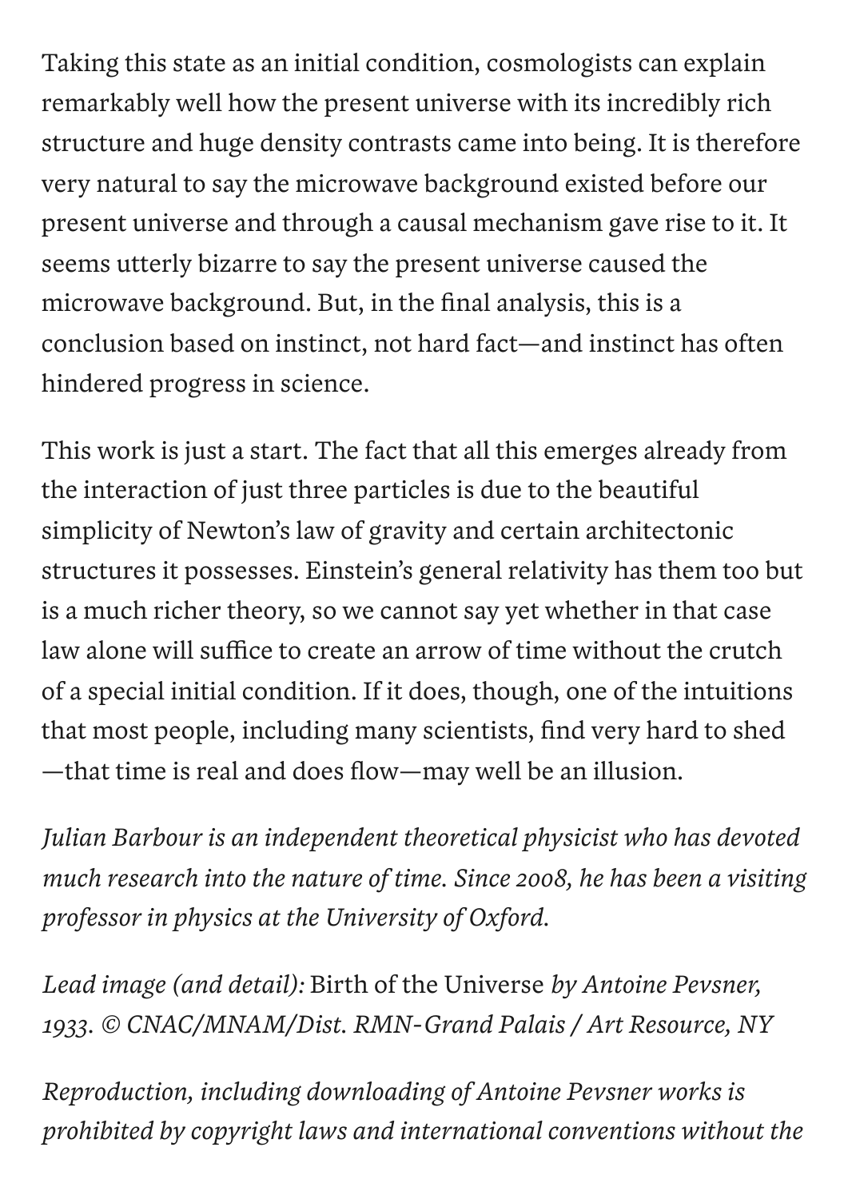Taking this state as an initial condition, cosmologists can explain remarkably well how the present universe with its incredibly rich structure and huge density contrasts came into being. It is therefore very natural to say the microwave background existed before our present universe and through a causal mechanism gave rise to it. It seems utterly bizarre to say the present universe caused the microwave background. But, in the final analysis, this is a conclusion based on instinct, not hard fact—and instinct has often hindered progress in science.

This work is just a start. The fact that all this emerges already from the interaction of just three particles is due to the beautiful simplicity of Newton's law of gravity and certain architectonic structures it possesses. Einstein's general relativity has them too but is a much richer theory, so we cannot say yet whether in that case law alone will suffice to create an arrow of time without the crutch of a special initial condition. If it does, though, one of the intuitions that most people, including many scientists, find very hard to shed—that time is real and does flow—may well be an illusion.

*Julian Barbour is an independent theoretical physicist who has devoted much research into the nature of time. Since 2008, he has been a visiting professor in physics at the University of Oxford.*

*Lead image (and detail):* Birth of the Universe *by Antoine Pevsner, 1933. © CNAC/MNAM/Dist. RMN-Grand Palais / Art Resource, NY*

*Reproduction, including downloading of Antoine Pevsner works is prohibited by copyright laws and international conventions without the*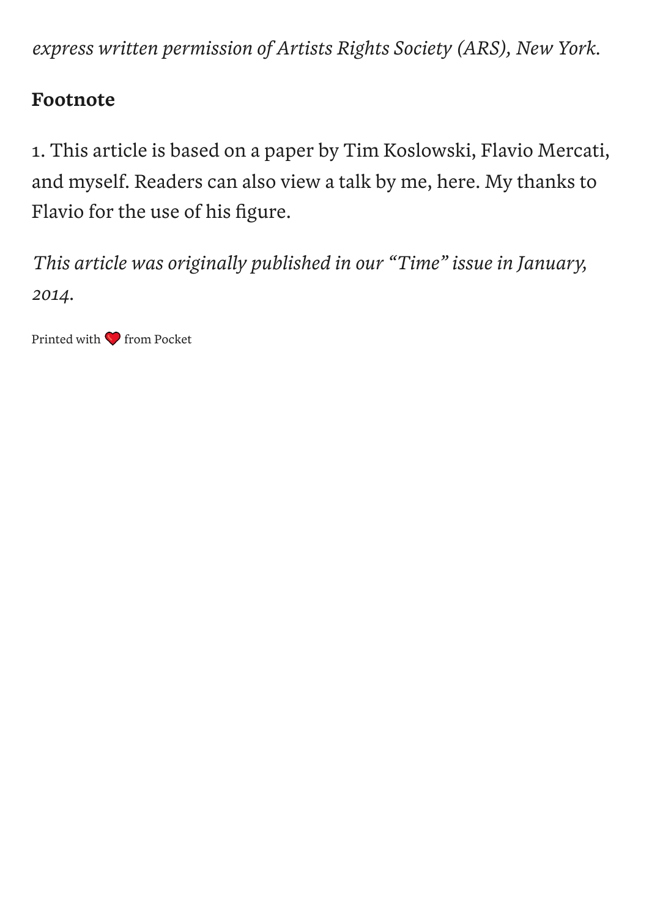*express written permission of Artists Rights Society (ARS), New York.*

## Footnote

1. This article is based on a paper by Tim Koslowski, Flavio Mercati, and myself. Readers can also view a talk by me, here. My thanks to Flavio for the use of his figure.

*This article was originally published in our "Time" issue in January, 2014.*

Printed with ❤ from Pocket